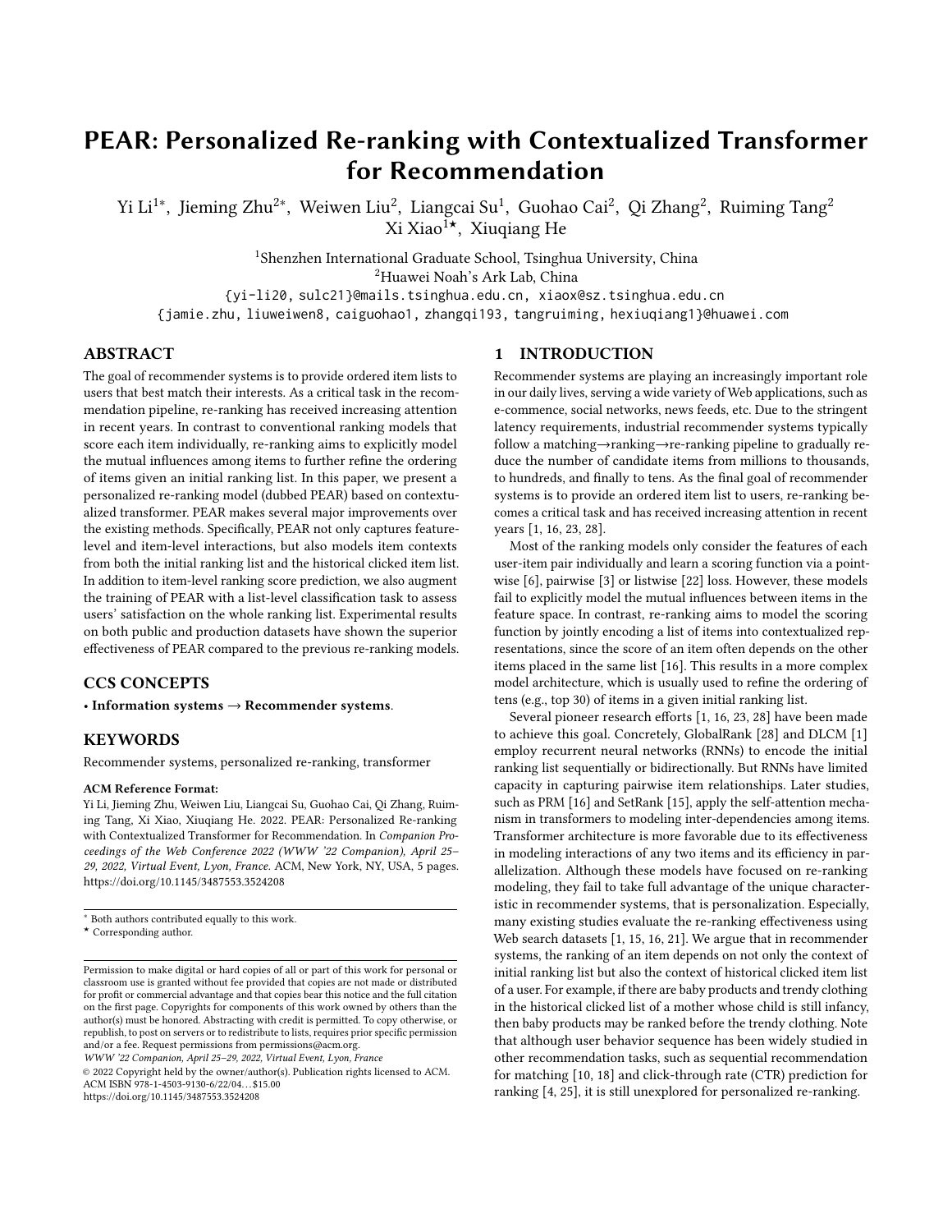# PEAR: Personalized Re-ranking with Contextualized Transformer for Recommendation

Yi Li[1*], Jieming Zhu[2*], Weiwen Liu[2], Liangcai Su[1], Guohao Cai[2], Qi Zhang[2], Ruiming Tang[2], Xi Xiao[1★], Xiuqiang He

[1]Shenzhen International Graduate School, Tsinghua University, China
[2]Huawei Noah's Ark Lab, China
{yi-li20, sulc21}@mails.tsinghua.edu.cn, xiaox@sz.tsinghua.edu.cn
{jamie.zhu, liuweiwen8, caiguohao1, zhangqi193, tangruiming, hexiuqiang1}@huawei.com

## ABSTRACT

The goal of recommender systems is to provide ordered item lists to users that best match their interests. As a critical task in the recommendation pipeline, re-ranking has received increasing attention in recent years. In contrast to conventional ranking models that score each item individually, re-ranking aims to explicitly model the mutual influences among items to further refine the ordering of items given an initial ranking list. In this paper, we present a personalized re-ranking model (dubbed PEAR) based on contextualized transformer. PEAR makes several major improvements over the existing methods. Specifically, PEAR not only captures feature-level and item-level interactions, but also models item contexts from both the initial ranking list and the historical clicked item list. In addition to item-level ranking score prediction, we also augment the training of PEAR with a list-level classification task to assess users' satisfaction on the whole ranking list. Experimental results on both public and production datasets have shown the superior effectiveness of PEAR compared to the previous re-ranking models.

## CCS CONCEPTS

• **Information systems → Recommender systems**.

## KEYWORDS

Recommender systems, personalized re-ranking, transformer

**ACM Reference Format:**
Yi Li, Jieming Zhu, Weiwen Liu, Liangcai Su, Guohao Cai, Qi Zhang, Ruiming Tang, Xi Xiao, Xiuqiang He. 2022. PEAR: Personalized Re-ranking with Contextualized Transformer for Recommendation. In *Companion Proceedings of the Web Conference 2022 (WWW '22 Companion), April 25–29, 2022, Virtual Event, Lyon, France.* ACM, New York, NY, USA, 5 pages. https://doi.org/10.1145/3487553.3524208

[*] Both authors contributed equally to this work.
[★] Corresponding author.

Permission to make digital or hard copies of all or part of this work for personal or classroom use is granted without fee provided that copies are not made or distributed for profit or commercial advantage and that copies bear this notice and the full citation on the first page. Copyrights for components of this work owned by others than the author(s) must be honored. Abstracting with credit is permitted. To copy otherwise, or republish, to post on servers or to redistribute to lists, requires prior specific permission and/or a fee. Request permissions from permissions@acm.org.
*WWW '22 Companion, April 25–29, 2022, Virtual Event, Lyon, France*
© 2022 Copyright held by the owner/author(s). Publication rights licensed to ACM.
ACM ISBN 978-1-4503-9130-6/22/04…$15.00
https://doi.org/10.1145/3487553.3524208

## 1 INTRODUCTION

Recommender systems are playing an increasingly important role in our daily lives, serving a wide variety of Web applications, such as e-commence, social networks, news feeds, etc. Due to the stringent latency requirements, industrial recommender systems typically follow a matching→ranking→re-ranking pipeline to gradually reduce the number of candidate items from millions to thousands, to hundreds, and finally to tens. As the final goal of recommender systems is to provide an ordered item list to users, re-ranking becomes a critical task and has received increasing attention in recent years [1, 16, 23, 28].

Most of the ranking models only consider the features of each user-item pair individually and learn a scoring function via a point-wise [6], pairwise [3] or listwise [22] loss. However, these models fail to explicitly model the mutual influences between items in the feature space. In contrast, re-ranking aims to model the scoring function by jointly encoding a list of items into contextualized representations, since the score of an item often depends on the other items placed in the same list [16]. This results in a more complex model architecture, which is usually used to refine the ordering of tens (e.g., top 30) of items in a given initial ranking list.

Several pioneer research efforts [1, 16, 23, 28] have been made to achieve this goal. Concretely, GlobalRank [28] and DLCM [1] employ recurrent neural networks (RNNs) to encode the initial ranking list sequentially or bidirectionally. But RNNs have limited capacity in capturing pairwise item relationships. Later studies, such as PRM [16] and SetRank [15], apply the self-attention mechanism in transformers to modeling inter-dependencies among items. Transformer architecture is more favorable due to its effectiveness in modeling interactions of any two items and its efficiency in parallelization. Although these models have focused on re-ranking modeling, they fail to take full advantage of the unique characteristic in recommender systems, that is personalization. Especially, many existing studies evaluate the re-ranking effectiveness using Web search datasets [1, 15, 16, 21]. We argue that in recommender systems, the ranking of an item depends on not only the context of initial ranking list but also the context of historical clicked item list of a user. For example, if there are baby products and trendy clothing in the historical clicked list of a mother whose child is still infancy, then baby products may be ranked before the trendy clothing. Note that although user behavior sequence has been widely studied in other recommendation tasks, such as sequential recommendation for matching [10, 18] and click-through rate (CTR) prediction for ranking [4, 25], it is still unexplored for personalized re-ranking.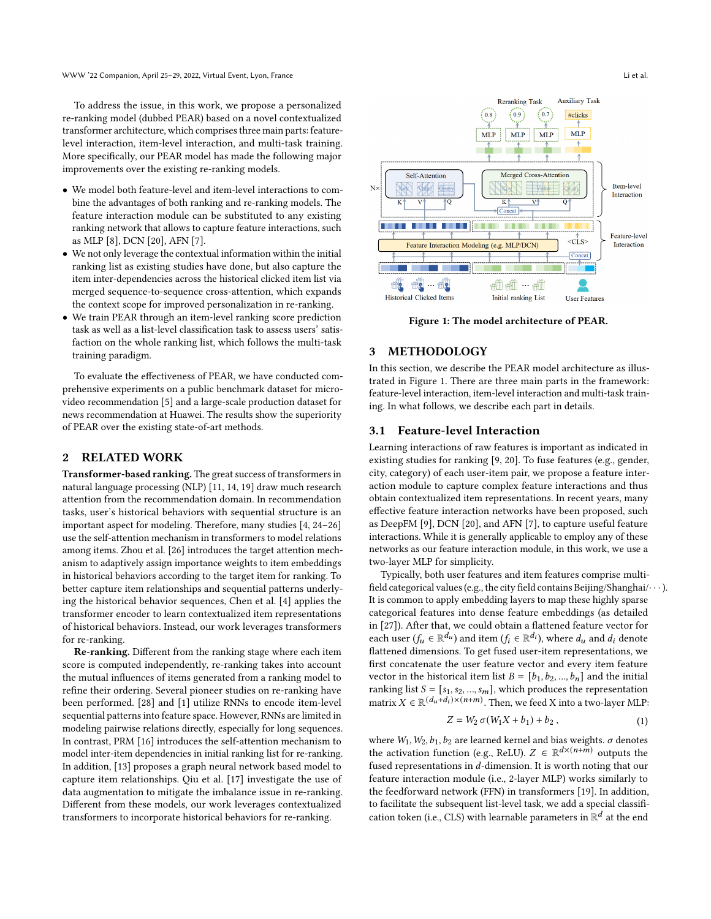To address the issue, in this work, we propose a personalized re-ranking model (dubbed PEAR) based on a novel contextualized transformer architecture, which comprises three main parts: feature-level interaction, item-level interaction, and multi-task training. More specifically, our PEAR model has made the following major improvements over the existing re-ranking models.

- We model both feature-level and item-level interactions to combine the advantages of both ranking and re-ranking models. The feature interaction module can be substituted to any existing ranking network that allows to capture feature interactions, such as MLP [8], DCN [20], AFN [7].
- We not only leverage the contextual information within the initial ranking list as existing studies have done, but also capture the item inter-dependencies across the historical clicked item list via merged sequence-to-sequence cross-attention, which expands the context scope for improved personalization in re-ranking.
- We train PEAR through an item-level ranking score prediction task as well as a list-level classification task to assess users' satisfaction on the whole ranking list, which follows the multi-task training paradigm.

To evaluate the effectiveness of PEAR, we have conducted comprehensive experiments on a public benchmark dataset for micro-video recommendation [5] and a large-scale production dataset for news recommendation at Huawei. The results show the superiority of PEAR over the existing state-of-art methods.

## 2 RELATED WORK

**Transformer-based ranking.** The great success of transformers in natural language processing (NLP) [11, 14, 19] draw much research attention from the recommendation domain. In recommendation tasks, user's historical behaviors with sequential structure is an important aspect for modeling. Therefore, many studies [4, 24–26] use the self-attention mechanism in transformers to model relations among items. Zhou et al. [26] introduces the target attention mechanism to adaptively assign importance weights to item embeddings in historical behaviors according to the target item for ranking. To better capture item relationships and sequential patterns underlying the historical behavior sequences, Chen et al. [4] applies the transformer encoder to learn contextualized item representations of historical behaviors. Instead, our work leverages transformers for re-ranking.

**Re-ranking.** Different from the ranking stage where each item score is computed independently, re-ranking takes into account the mutual influences of items generated from a ranking model to refine their ordering. Several pioneer studies on re-ranking have been performed. [28] and [1] utilize RNNs to encode item-level sequential patterns into feature space. However, RNNs are limited in modeling pairwise relations directly, especially for long sequences. In contrast, PRM [16] introduces the self-attention mechanism to model inter-item dependencies in initial ranking list for re-ranking. In addition, [13] proposes a graph neural network based model to capture item relationships. Qiu et al. [17] investigate the use of data augmentation to mitigate the imbalance issue in re-ranking. Different from these models, our work leverages contextualized transformers to incorporate historical behaviors for re-ranking.

Figure 1: The model architecture of PEAR.

## 3 METHODOLOGY

In this section, we describe the PEAR model architecture as illustrated in Figure 1. There are three main parts in the framework: feature-level interaction, item-level interaction and multi-task training. In what follows, we describe each part in details.

### 3.1 Feature-level Interaction

Learning interactions of raw features is important as indicated in existing studies for ranking [9, 20]. To fuse features (e.g., gender, city, category) of each user-item pair, we propose a feature interaction module to capture complex feature interactions and thus obtain contextualized item representations. In recent years, many effective feature interaction networks have been proposed, such as DeepFM [9], DCN [20], and AFN [7], to capture useful feature interactions. While it is generally applicable to employ any of these networks as our feature interaction module, in this work, we use a two-layer MLP for simplicity.

Typically, both user features and item features comprise multi-field categorical values (e.g., the city field contains Beijing/Shanghai/$\cdots$). It is common to apply embedding layers to map these highly sparse categorical features into dense feature embeddings (as detailed in [27]). After that, we could obtain a flattened feature vector for each user ($f_u \in \mathbb{R}^{d_u}$) and item ($f_i \in \mathbb{R}^{d_i}$), where $d_u$ and $d_i$ denote flattened dimensions. To get fused user-item representations, we first concatenate the user feature vector and every item feature vector in the historical item list $B = [b_1, b_2, ..., b_n]$ and the initial ranking list $S = [s_1, s_2, ..., s_m]$, which produces the representation matrix $X \in \mathbb{R}^{(d_u+d_i)\times(n+m)}$. Then, we feed X into a two-layer MLP:

$$Z = W_2\, \sigma(W_1 X + b_1) + b_2\,, \tag{1}$$

where $W_1, W_2, b_1, b_2$ are learned kernel and bias weights. $\sigma$ denotes the activation function (e.g., ReLU). $Z \in \mathbb{R}^{d\times(n+m)}$ outputs the fused representations in $d$-dimension. It is worth noting that our feature interaction module (i.e., 2-layer MLP) works similarly to the feedforward network (FFN) in transformers [19]. In addition, to facilitate the subsequent list-level task, we add a special classification token (i.e., CLS) with learnable parameters in $\mathbb{R}^d$ at the end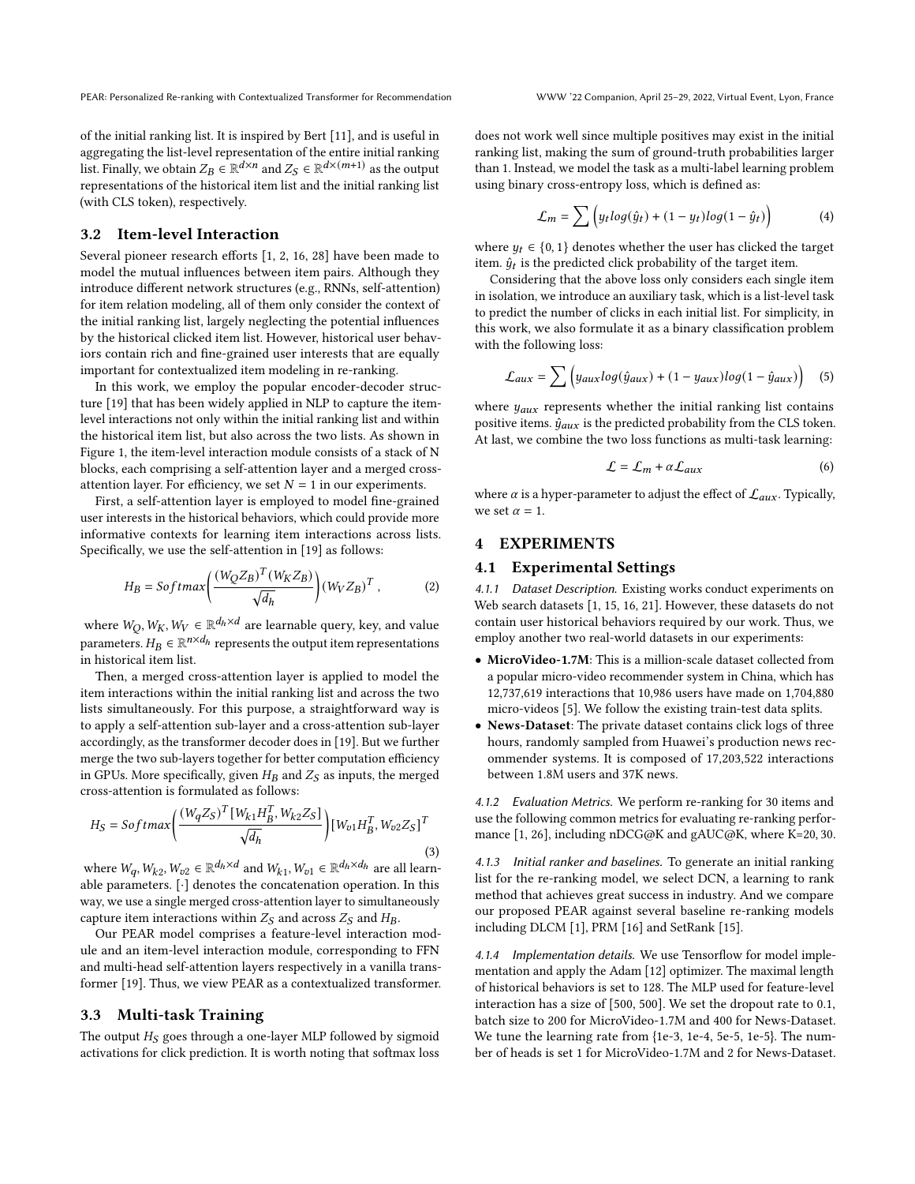of the initial ranking list. It is inspired by Bert [11], and is useful in aggregating the list-level representation of the entire initial ranking list. Finally, we obtain $Z_B \in \mathbb{R}^{d \times n}$ and $Z_S \in \mathbb{R}^{d \times (m+1)}$ as the output representations of the historical item list and the initial ranking list (with CLS token), respectively.

## 3.2 Item-level Interaction

Several pioneer research efforts [1, 2, 16, 28] have been made to model the mutual influences between item pairs. Although they introduce different network structures (e.g., RNNs, self-attention) for item relation modeling, all of them only consider the context of the initial ranking list, largely neglecting the potential influences by the historical clicked item list. However, historical user behaviors contain rich and fine-grained user interests that are equally important for contextualized item modeling in re-ranking.

In this work, we employ the popular encoder-decoder structure [19] that has been widely applied in NLP to capture the item-level interactions not only within the initial ranking list and within the historical item list, but also across the two lists. As shown in Figure 1, the item-level interaction module consists of a stack of N blocks, each comprising a self-attention layer and a merged cross-attention layer. For efficiency, we set $N = 1$ in our experiments.

First, a self-attention layer is employed to model fine-grained user interests in the historical behaviors, which could provide more informative contexts for learning item interactions across lists. Specifically, we use the self-attention in [19] as follows:

$$H_B = Softmax\left(\frac{(W_Q Z_B)^T (W_K Z_B)}{\sqrt{d_h}}\right)(W_V Z_B)^T, \tag{2}$$

where $W_Q, W_K, W_V \in \mathbb{R}^{d_h \times d}$ are learnable query, key, and value parameters. $H_B \in \mathbb{R}^{n \times d_h}$ represents the output item representations in historical item list.

Then, a merged cross-attention layer is applied to model the item interactions within the initial ranking list and across the two lists simultaneously. For this purpose, a straightforward way is to apply a self-attention sub-layer and a cross-attention sub-layer accordingly, as the transformer decoder does in [19]. But we further merge the two sub-layers together for better computation efficiency in GPUs. More specifically, given $H_B$ and $Z_S$ as inputs, the merged cross-attention is formulated as follows:

$$H_S = Softmax\left(\frac{(W_q Z_S)^T [W_{k1} H_B^T, W_{k2} Z_S]}{\sqrt{d_h}}\right)[W_{v1} H_B^T, W_{v2} Z_S]^T \tag{3}$$

where $W_q, W_{k2}, W_{v2} \in \mathbb{R}^{d_h \times d}$ and $W_{k1}, W_{v1} \in \mathbb{R}^{d_h \times d_h}$ are all learnable parameters. $[\cdot]$ denotes the concatenation operation. In this way, we use a single merged cross-attention layer to simultaneously capture item interactions within $Z_S$ and across $Z_S$ and $H_B$.

Our PEAR model comprises a feature-level interaction module and an item-level interaction module, corresponding to FFN and multi-head self-attention layers respectively in a vanilla transformer [19]. Thus, we view PEAR as a contextualized transformer.

## 3.3 Multi-task Training

The output $H_S$ goes through a one-layer MLP followed by sigmoid activations for click prediction. It is worth noting that softmax loss does not work well since multiple positives may exist in the initial ranking list, making the sum of ground-truth probabilities larger than 1. Instead, we model the task as a multi-label learning problem using binary cross-entropy loss, which is defined as:

$$\mathcal{L}_m = \sum \Big( y_t log(\hat{y}_t) + (1 - y_t) log(1 - \hat{y}_t) \Big) \tag{4}$$

where $y_t \in \{0, 1\}$ denotes whether the user has clicked the target item. $\hat{y}_t$ is the predicted click probability of the target item.

Considering that the above loss only considers each single item in isolation, we introduce an auxiliary task, which is a list-level task to predict the number of clicks in each initial list. For simplicity, in this work, we also formulate it as a binary classification problem with the following loss:

$$\mathcal{L}_{aux} = \sum \Big( y_{aux} log(\hat{y}_{aux}) + (1 - y_{aux}) log(1 - \hat{y}_{aux}) \Big) \tag{5}$$

where $y_{aux}$ represents whether the initial ranking list contains positive items. $\hat{y}_{aux}$ is the predicted probability from the CLS token. At last, we combine the two loss functions as multi-task learning:

$$\mathcal{L} = \mathcal{L}_m + \alpha \mathcal{L}_{aux} \tag{6}$$

where $\alpha$ is a hyper-parameter to adjust the effect of $\mathcal{L}_{aux}$. Typically, we set $\alpha = 1$.

# 4 EXPERIMENTS

## 4.1 Experimental Settings

*4.1.1 Dataset Description.* Existing works conduct experiments on Web search datasets [1, 15, 16, 21]. However, these datasets do not contain user historical behaviors required by our work. Thus, we employ another two real-world datasets in our experiments:

- **MicroVideo-1.7M**: This is a million-scale dataset collected from a popular micro-video recommender system in China, which has 12,737,619 interactions that 10,986 users have made on 1,704,880 micro-videos [5]. We follow the existing train-test data splits.
- **News-Dataset**: The private dataset contains click logs of three hours, randomly sampled from Huawei's production news recommender systems. It is composed of 17,203,522 interactions between 1.8M users and 37K news.

*4.1.2 Evaluation Metrics.* We perform re-ranking for 30 items and use the following common metrics for evaluating re-ranking performance [1, 26], including nDCG@K and gAUC@K, where K=20, 30.

*4.1.3 Initial ranker and baselines.* To generate an initial ranking list for the re-ranking model, we select DCN, a learning to rank method that achieves great success in industry. And we compare our proposed PEAR against several baseline re-ranking models including DLCM [1], PRM [16] and SetRank [15].

*4.1.4 Implementation details.* We use Tensorflow for model implementation and apply the Adam [12] optimizer. The maximal length of historical behaviors is set to 128. The MLP used for feature-level interaction has a size of [500, 500]. We set the dropout rate to 0.1, batch size to 200 for MicroVideo-1.7M and 400 for News-Dataset. We tune the learning rate from {1e-3, 1e-4, 5e-5, 1e-5}. The number of heads is set 1 for MicroVideo-1.7M and 2 for News-Dataset.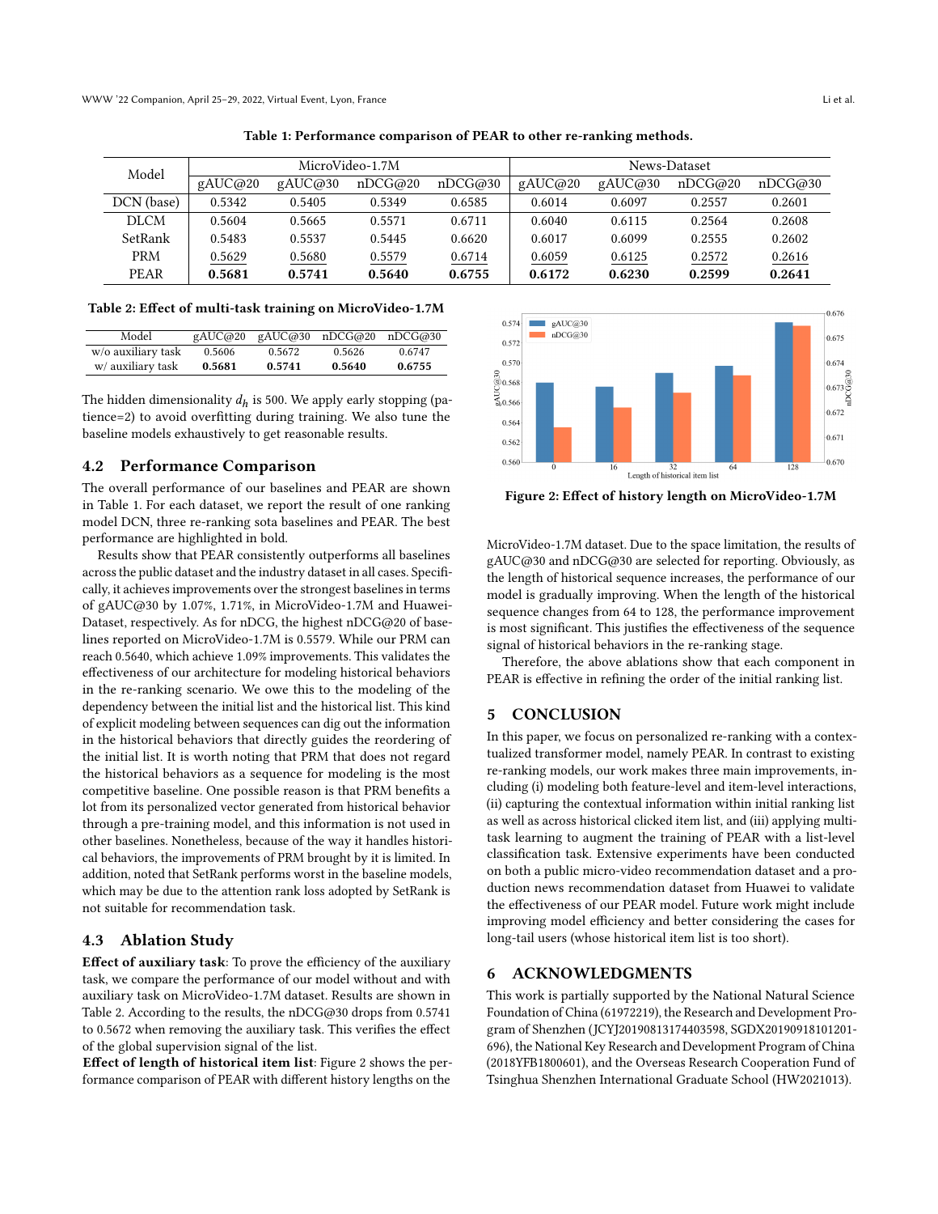Table 1: Performance comparison of PEAR to other re-ranking methods.

| Model | MicroVideo-1.7M | | | | News-Dataset | | | |
|---|---|---|---|---|---|---|---|---|
| | gAUC@20 | gAUC@30 | nDCG@20 | nDCG@30 | gAUC@20 | gAUC@30 | nDCG@20 | nDCG@30 |
| DCN (base) | 0.5342 | 0.5405 | 0.5349 | 0.6585 | 0.6014 | 0.6097 | 0.2557 | 0.2601 |
| DLCM | 0.5604 | 0.5665 | 0.5571 | 0.6711 | 0.6040 | 0.6115 | 0.2564 | 0.2608 |
| SetRank | 0.5483 | 0.5537 | 0.5445 | 0.6620 | 0.6017 | 0.6099 | 0.2555 | 0.2602 |
| PRM | 0.5629 | 0.5680 | 0.5579 | 0.6714 | 0.6059 | 0.6125 | 0.2572 | 0.2616 |
| PEAR | **0.5681** | **0.5741** | **0.5640** | **0.6755** | **0.6172** | **0.6230** | **0.2599** | **0.2641** |

Table 2: Effect of multi-task training on MicroVideo-1.7M

| Model | gAUC@20 | gAUC@30 | nDCG@20 | nDCG@30 |
|---|---|---|---|---|
| w/o auxiliary task | 0.5606 | 0.5672 | 0.5626 | 0.6747 |
| w/ auxiliary task | **0.5681** | **0.5741** | **0.5640** | **0.6755** |

The hidden dimensionality $d_h$ is 500. We apply early stopping (patience=2) to avoid overfitting during training. We also tune the baseline models exhaustively to get reasonable results.

## 4.2 Performance Comparison

The overall performance of our baselines and PEAR are shown in Table 1. For each dataset, we report the result of one ranking model DCN, three re-ranking sota baselines and PEAR. The best performance are highlighted in bold.

Results show that PEAR consistently outperforms all baselines across the public dataset and the industry dataset in all cases. Specifically, it achieves improvements over the strongest baselines in terms of gAUC@30 by 1.07%, 1.71%, in MicroVideo-1.7M and Huawei-Dataset, respectively. As for nDCG, the highest nDCG@20 of baselines reported on MicroVideo-1.7M is 0.5579. While our PRM can reach 0.5640, which achieve 1.09% improvements. This validates the effectiveness of our architecture for modeling historical behaviors in the re-ranking scenario. We owe this to the modeling of the dependency between the initial list and the historical list. This kind of explicit modeling between sequences can dig out the information in the historical behaviors that directly guides the reordering of the initial list. It is worth noting that PRM that does not regard the historical behaviors as a sequence for modeling is the most competitive baseline. One possible reason is that PRM benefits a lot from its personalized vector generated from historical behavior through a pre-training model, and this information is not used in other baselines. Nonetheless, because of the way it handles historical behaviors, the improvements of PRM brought by it is limited. In addition, noted that SetRank performs worst in the baseline models, which may be due to the attention rank loss adopted by SetRank is not suitable for recommendation task.

## 4.3 Ablation Study

**Effect of auxiliary task**: To prove the efficiency of the auxiliary task, we compare the performance of our model without and with auxiliary task on MicroVideo-1.7M dataset. Results are shown in Table 2. According to the results, the nDCG@30 drops from 0.5741 to 0.5672 when removing the auxiliary task. This verifies the effect of the global supervision signal of the list.

**Effect of length of historical item list**: Figure 2 shows the performance comparison of PEAR with different history lengths on the MicroVideo-1.7M dataset. Due to the space limitation, the results of gAUC@30 and nDCG@30 are selected for reporting. Obviously, as the length of historical sequence increases, the performance of our model is gradually improving. When the length of the historical sequence changes from 64 to 128, the performance improvement is most significant. This justifies the effectiveness of the sequence signal of historical behaviors in the re-ranking stage.

Figure 2: Effect of history length on MicroVideo-1.7M

Therefore, the above ablations show that each component in PEAR is effective in refining the order of the initial ranking list.

# 5 CONCLUSION

In this paper, we focus on personalized re-ranking with a contextualized transformer model, namely PEAR. In contrast to existing re-ranking models, our work makes three main improvements, including (i) modeling both feature-level and item-level interactions, (ii) capturing the contextual information within initial ranking list as well as across historical clicked item list, and (iii) applying multi-task learning to augment the training of PEAR with a list-level classification task. Extensive experiments have been conducted on both a public micro-video recommendation dataset and a production news recommendation dataset from Huawei to validate the effectiveness of our PEAR model. Future work might include improving model efficiency and better considering the cases for long-tail users (whose historical item list is too short).

# 6 ACKNOWLEDGMENTS

This work is partially supported by the National Natural Science Foundation of China (61972219), the Research and Development Program of Shenzhen (JCYJ20190813174403598, SGDX20190918101201-696), the National Key Research and Development Program of China (2018YFB1800601), and the Overseas Research Cooperation Fund of Tsinghua Shenzhen International Graduate School (HW2021013).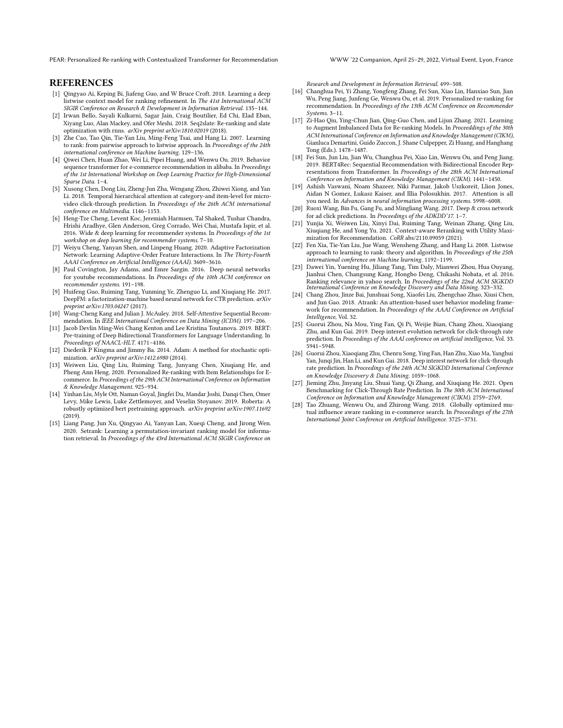# REFERENCES

[1] Qingyao Ai, Keping Bi, Jiafeng Guo, and W Bruce Croft. 2018. Learning a deep listwise context model for ranking refinement. In *The 41st International ACM SIGIR Conference on Research & Development in Information Retrieval*. 135–144.

[2] Irwan Bello, Sayali Kulkarni, Sagar Jain, Craig Boutilier, Ed Chi, Elad Eban, Xiyang Luo, Alan Mackey, and Ofer Meshi. 2018. Seq2slate: Re-ranking and slate optimization with rnns. *arXiv preprint arXiv:1810.02019* (2018).

[3] Zhe Cao, Tao Qin, Tie-Yan Liu, Ming-Feng Tsai, and Hang Li. 2007. Learning to rank: from pairwise approach to listwise approach. In *Proceedings of the 24th international conference on Machine learning*. 129–136.

[4] Qiwei Chen, Huan Zhao, Wei Li, Pipei Huang, and Wenwu Ou. 2019. Behavior sequence transformer for e-commerce recommendation in alibaba. In *Proceedings of the 1st International Workshop on Deep Learning Practice for High-Dimensional Sparse Data*. 1–4.

[5] Xusong Chen, Dong Liu, Zheng-Jun Zha, Wengang Zhou, Zhiwei Xiong, and Yan Li. 2018. Temporal hierarchical attention at category-and item-level for micro-video click-through prediction. In *Proceedings of the 26th ACM international conference on Multimedia*. 1146–1153.

[6] Heng-Tze Cheng, Levent Koc, Jeremiah Harmsen, Tal Shaked, Tushar Chandra, Hrishi Aradhye, Glen Anderson, Greg Corrado, Wei Chai, Mustafa Ispir, et al. 2016. Wide & deep learning for recommender systems. In *Proceedings of the 1st workshop on deep learning for recommender systems*. 7–10.

[7] Weiyu Cheng, Yanyan Shen, and Linpeng Huang. 2020. Adaptive Factorization Network: Learning Adaptive-Order Feature Interactions. In *The Thirty-Fourth AAAI Conference on Artificial Intelligence (AAAI)*. 3609–3616.

[8] Paul Covington, Jay Adams, and Emre Sargin. 2016. Deep neural networks for youtube recommendations. In *Proceedings of the 10th ACM conference on recommender systems*. 191–198.

[9] Huifeng Guo, Ruiming Tang, Yunming Ye, Zhenguo Li, and Xiuqiang He. 2017. DeepFM: a factorization-machine based neural network for CTR prediction. *arXiv preprint arXiv:1703.04247* (2017).

[10] Wang-Cheng Kang and Julian J. McAuley. 2018. Self-Attentive Sequential Recommendation. In *IEEE International Conference on Data Mining (ICDM)*. 197–206.

[11] Jacob Devlin Ming-Wei Chang Kenton and Lee Kristina Toutanova. 2019. BERT: Pre-training of Deep Bidirectional Transformers for Language Understanding. In *Proceedings of NAACL-HLT*. 4171–4186.

[12] Diederik P Kingma and Jimmy Ba. 2014. Adam: A method for stochastic optimization. *arXiv preprint arXiv:1412.6980* (2014).

[13] Weiwen Liu, Qing Liu, Ruiming Tang, Junyang Chen, Xiuqiang He, and Pheng Ann Heng. 2020. Personalized Re-ranking with Item Relationships for E-commerce. In *Proceedings of the 29th ACM International Conference on Information & Knowledge Management*. 925–934.

[14] Yinhan Liu, Myle Ott, Naman Goyal, Jingfei Du, Mandar Joshi, Danqi Chen, Omer Levy, Mike Lewis, Luke Zettlemoyer, and Veselin Stoyanov. 2019. Roberta: A robustly optimized bert pretraining approach. *arXiv preprint arXiv:1907.11692* (2019).

[15] Liang Pang, Jun Xu, Qingyao Ai, Yanyan Lan, Xueqi Cheng, and Jirong Wen. 2020. Setrank: Learning a permutation-invariant ranking model for information retrieval. In *Proceedings of the 43rd International ACM SIGIR Conference on Research and Development in Information Retrieval*. 499–508.

[16] Changhua Pei, Yi Zhang, Yongfeng Zhang, Fei Sun, Xiao Lin, Hanxiao Sun, Jian Wu, Peng Jiang, Junfeng Ge, Wenwu Ou, et al. 2019. Personalized re-ranking for recommendation. In *Proceedings of the 13th ACM Conference on Recommender Systems*. 3–11.

[17] Zi-Hao Qiu, Ying-Chun Jian, Qing-Guo Chen, and Lijun Zhang. 2021. Learning to Augment Imbalanced Data for Re-ranking Models. In *Proceeddings of the 30th ACM International Conference on Information and Knowledge Management (CIKM)*, Gianluca Demartini, Guido Zuccon, J. Shane Culpepper, Zi Huang, and Hanghang Tong (Eds.). 1478–1487.

[18] Fei Sun, Jun Liu, Jian Wu, Changhua Pei, Xiao Lin, Wenwu Ou, and Peng Jiang. 2019. BERT4Rec: Sequential Recommendation with Bidirectional Encoder Representations from Transformer. In *Proceedings of the 28th ACM International Conference on Information and Knowledge Management (CIKM)*. 1441–1450.

[19] Ashish Vaswani, Noam Shazeer, Niki Parmar, Jakob Uszkoreit, Llion Jones, Aidan N Gomez, Łukasz Kaiser, and Illia Polosukhin. 2017. Attention is all you need. In *Advances in neural information processing systems*. 5998–6008.

[20] Ruoxi Wang, Bin Fu, Gang Fu, and Mingliang Wang. 2017. Deep & cross network for ad click predictions. In *Proceedings of the ADKDD'17*. 1–7.

[21] Yunjia Xi, Weiwen Liu, Xinyi Dai, Ruiming Tang, Weinan Zhang, Qing Liu, Xiuqiang He, and Yong Yu. 2021. Context-aware Reranking with Utility Maximization for Recommendation. *CoRR* abs/2110.09059 (2021).

[22] Fen Xia, Tie-Yan Liu, Jue Wang, Wensheng Zhang, and Hang Li. 2008. Listwise approach to learning to rank: theory and algorithm. In *Proceedings of the 25th international conference on Machine learning*. 1192–1199.

[23] Dawei Yin, Yuening Hu, Jiliang Tang, Tim Daly, Mianwei Zhou, Hua Ouyang, Jianhui Chen, Changsung Kang, Hongbo Deng, Chikashi Nobata, et al. 2016. Ranking relevance in yahoo search. In *Proceedings of the 22nd ACM SIGKDD International Conference on Knowledge Discovery and Data Mining*. 323–332.

[24] Chang Zhou, Jinze Bai, Junshuai Song, Xiaofei Liu, Zhengchao Zhao, Xiusi Chen, and Jun Gao. 2018. Atrank: An attention-based user behavior modeling framework for recommendation. In *Proceedings of the AAAI Conference on Artificial Intelligence*, Vol. 32.

[25] Guorui Zhou, Na Mou, Ying Fan, Qi Pi, Weijie Bian, Chang Zhou, Xiaoqiang Zhu, and Kun Gai. 2019. Deep interest evolution network for click-through rate prediction. In *Proceedings of the AAAI conference on artificial intelligence*, Vol. 33. 5941–5948.

[26] Guorui Zhou, Xiaoqiang Zhu, Chenru Song, Ying Fan, Han Zhu, Xiao Ma, Yanghui Yan, Junqi Jin, Han Li, and Kun Gai. 2018. Deep interest network for click-through rate prediction. In *Proceedings of the 24th ACM SIGKDD International Conference on Knowledge Discovery & Data Mining*. 1059–1068.

[27] Jieming Zhu, Jinyang Liu, Shuai Yang, Qi Zhang, and Xiuqiang He. 2021. Open Benchmarking for Click-Through Rate Prediction. In *The 30th ACM International Conference on Information and Knowledge Management (CIKM)*. 2759–2769.

[28] Tao Zhuang, Wenwu Ou, and Zhirong Wang. 2018. Globally optimized mutual influence aware ranking in e-commerce search. In *Proceedings of the 27th International Joint Conference on Artificial Intelligence*. 3725–3731.